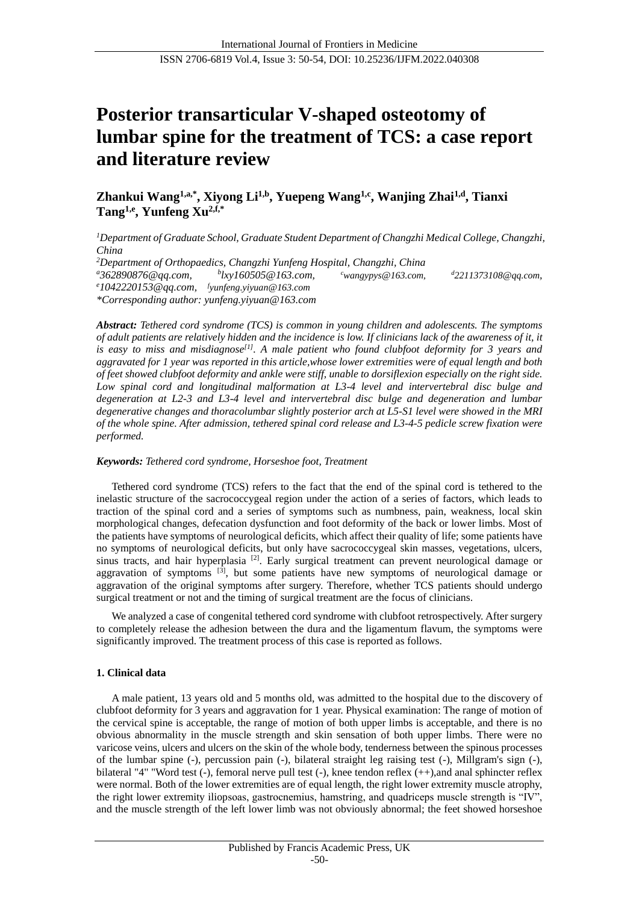# Posterior transarticular V-shaped osteotomy of lumbar spine for the treatment of TCS: a case report and literature review

**Zhankui Wang[1,a,*], Xiyong Li[1,b], Yuepeng Wang[1,c], Wanjing Zhai[1,d], Tianxi Tang[1,e], Yunfeng Xu[2,f,*]**

[1]*Department of Graduate School, Graduate Student Department of Changzhi Medical College, Changzhi, China*

[2]*Department of Orthopaedics, Changzhi Yunfeng Hospital, Changzhi, China*

[a]*362890876@qq.com*, [b]*lxy160505@163.com*, [c]*wangypys@163.com*, [d]*2211373108@qq.com*, [e]*1042220153@qq.com*, [f]*yunfeng.yiyuan@163.com*

*\*Corresponding author: yunfeng.yiyuan@163.com*

***Abstract:*** *Tethered cord syndrome (TCS) is common in young children and adolescents. The symptoms of adult patients are relatively hidden and the incidence is low. If clinicians lack of the awareness of it, it is easy to miss and misdiagnose[1]. A male patient who found clubfoot deformity for 3 years and aggravated for 1 year was reported in this article,whose lower extremities were of equal length and both of feet showed clubfoot deformity and ankle were stiff, unable to dorsiflexion especially on the right side. Low spinal cord and longitudinal malformation at L3-4 level and intervertebral disc bulge and degeneration at L2-3 and L3-4 level and intervertebral disc bulge and degeneration and lumbar degenerative changes and thoracolumbar slightly posterior arch at L5-S1 level were showed in the MRI of the whole spine. After admission, tethered spinal cord release and L3-4-5 pedicle screw fixation were performed.*

***Keywords:*** *Tethered cord syndrome, Horseshoe foot, Treatment*

Tethered cord syndrome (TCS) refers to the fact that the end of the spinal cord is tethered to the inelastic structure of the sacrococcygeal region under the action of a series of factors, which leads to traction of the spinal cord and a series of symptoms such as numbness, pain, weakness, local skin morphological changes, defecation dysfunction and foot deformity of the back or lower limbs. Most of the patients have symptoms of neurological deficits, which affect their quality of life; some patients have no symptoms of neurological deficits, but only have sacrococcygeal skin masses, vegetations, ulcers, sinus tracts, and hair hyperplasia [2]. Early surgical treatment can prevent neurological damage or aggravation of symptoms [3], but some patients have new symptoms of neurological damage or aggravation of the original symptoms after surgery. Therefore, whether TCS patients should undergo surgical treatment or not and the timing of surgical treatment are the focus of clinicians.

We analyzed a case of congenital tethered cord syndrome with clubfoot retrospectively. After surgery to completely release the adhesion between the dura and the ligamentum flavum, the symptoms were significantly improved. The treatment process of this case is reported as follows.

## 1. Clinical data

A male patient, 13 years old and 5 months old, was admitted to the hospital due to the discovery of clubfoot deformity for 3 years and aggravation for 1 year. Physical examination: The range of motion of the cervical spine is acceptable, the range of motion of both upper limbs is acceptable, and there is no obvious abnormality in the muscle strength and skin sensation of both upper limbs. There were no varicose veins, ulcers and ulcers on the skin of the whole body, tenderness between the spinous processes of the lumbar spine (-), percussion pain (-), bilateral straight leg raising test (-), Millgram's sign (-), bilateral "4" "Word test (-), femoral nerve pull test (-), knee tendon reflex (++),and anal sphincter reflex were normal. Both of the lower extremities are of equal length, the right lower extremity muscle atrophy, the right lower extremity iliopsoas, gastrocnemius, hamstring, and quadriceps muscle strength is "IV", and the muscle strength of the left lower limb was not obviously abnormal; the feet showed horseshoe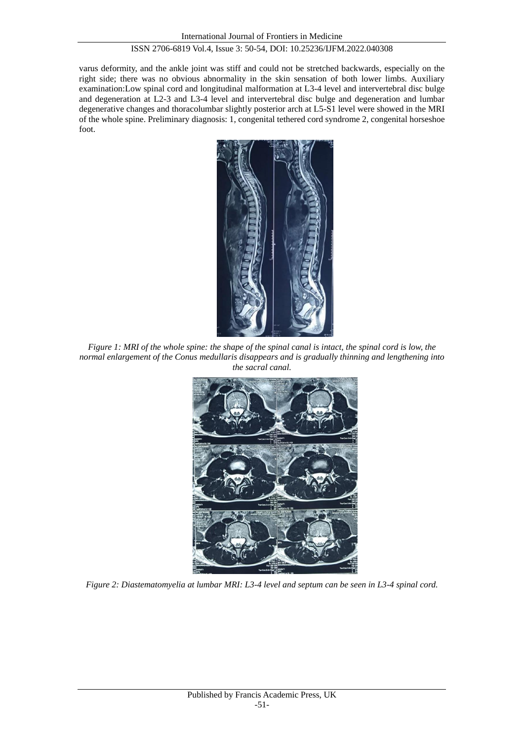varus deformity, and the ankle joint was stiff and could not be stretched backwards, especially on the right side; there was no obvious abnormality in the skin sensation of both lower limbs. Auxiliary examination:Low spinal cord and longitudinal malformation at L3-4 level and intervertebral disc bulge and degeneration at L2-3 and L3-4 level and intervertebral disc bulge and degeneration and lumbar degenerative changes and thoracolumbar slightly posterior arch at L5-S1 level were showed in the MRI of the whole spine. Preliminary diagnosis: 1, congenital tethered cord syndrome 2, congenital horseshoe foot.

*Figure 1: MRI of the whole spine: the shape of the spinal canal is intact, the spinal cord is low, the normal enlargement of the Conus medullaris disappears and is gradually thinning and lengthening into the sacral canal.*

*Figure 2: Diastematomyelia at lumbar MRI: L3-4 level and septum can be seen in L3-4 spinal cord.*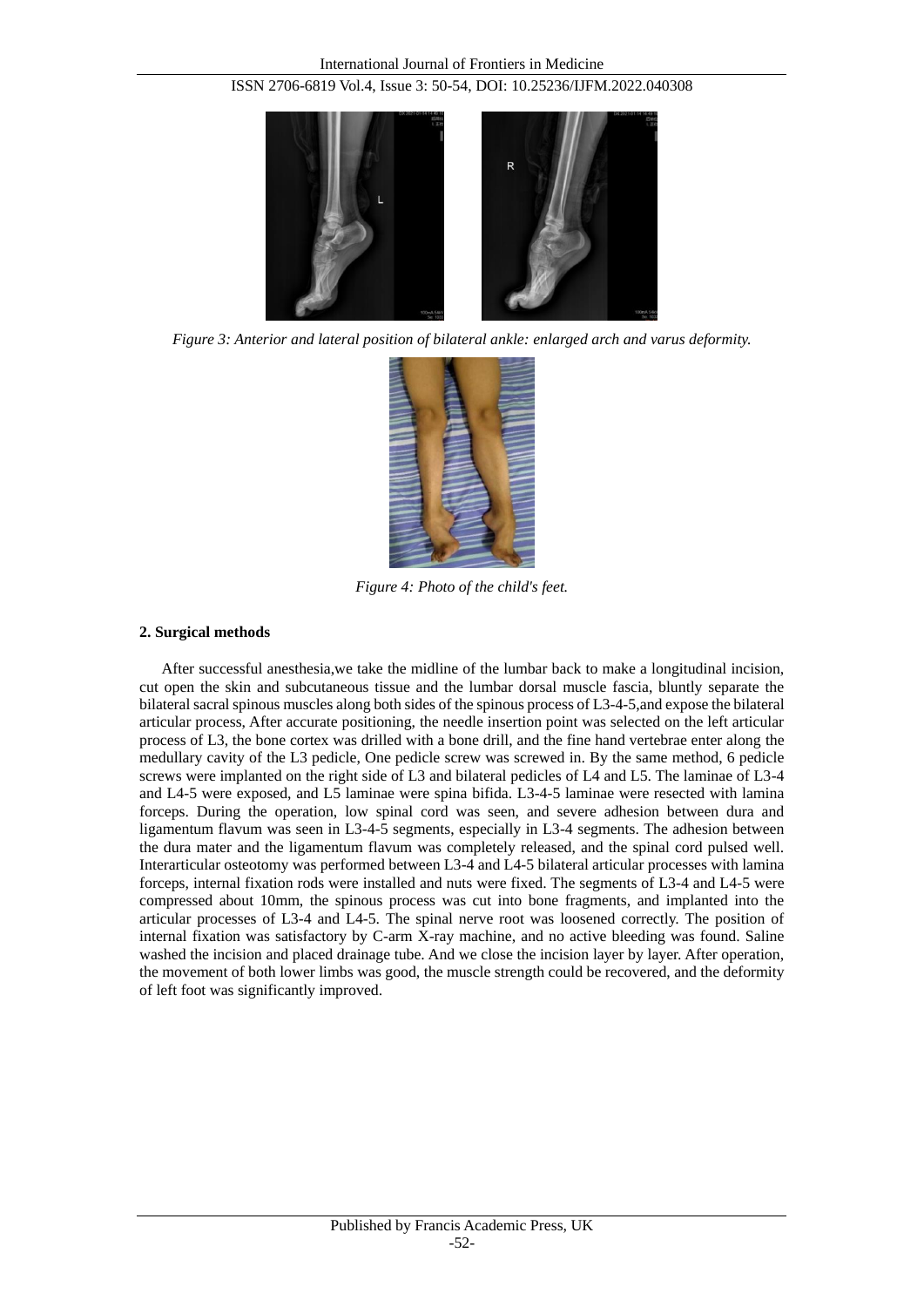*Figure 3: Anterior and lateral position of bilateral ankle: enlarged arch and varus deformity.*

*Figure 4: Photo of the child's feet.*

## 2. Surgical methods

After successful anesthesia,we take the midline of the lumbar back to make a longitudinal incision, cut open the skin and subcutaneous tissue and the lumbar dorsal muscle fascia, bluntly separate the bilateral sacral spinous muscles along both sides of the spinous process of L3-4-5,and expose the bilateral articular process, After accurate positioning, the needle insertion point was selected on the left articular process of L3, the bone cortex was drilled with a bone drill, and the fine hand vertebrae enter along the medullary cavity of the L3 pedicle, One pedicle screw was screwed in. By the same method, 6 pedicle screws were implanted on the right side of L3 and bilateral pedicles of L4 and L5. The laminae of L3-4 and L4-5 were exposed, and L5 laminae were spina bifida. L3-4-5 laminae were resected with lamina forceps. During the operation, low spinal cord was seen, and severe adhesion between dura and ligamentum flavum was seen in L3-4-5 segments, especially in L3-4 segments. The adhesion between the dura mater and the ligamentum flavum was completely released, and the spinal cord pulsed well. Interarticular osteotomy was performed between L3-4 and L4-5 bilateral articular processes with lamina forceps, internal fixation rods were installed and nuts were fixed. The segments of L3-4 and L4-5 were compressed about 10mm, the spinous process was cut into bone fragments, and implanted into the articular processes of L3-4 and L4-5. The spinal nerve root was loosened correctly. The position of internal fixation was satisfactory by C-arm X-ray machine, and no active bleeding was found. Saline washed the incision and placed drainage tube. And we close the incision layer by layer. After operation, the movement of both lower limbs was good, the muscle strength could be recovered, and the deformity of left foot was significantly improved.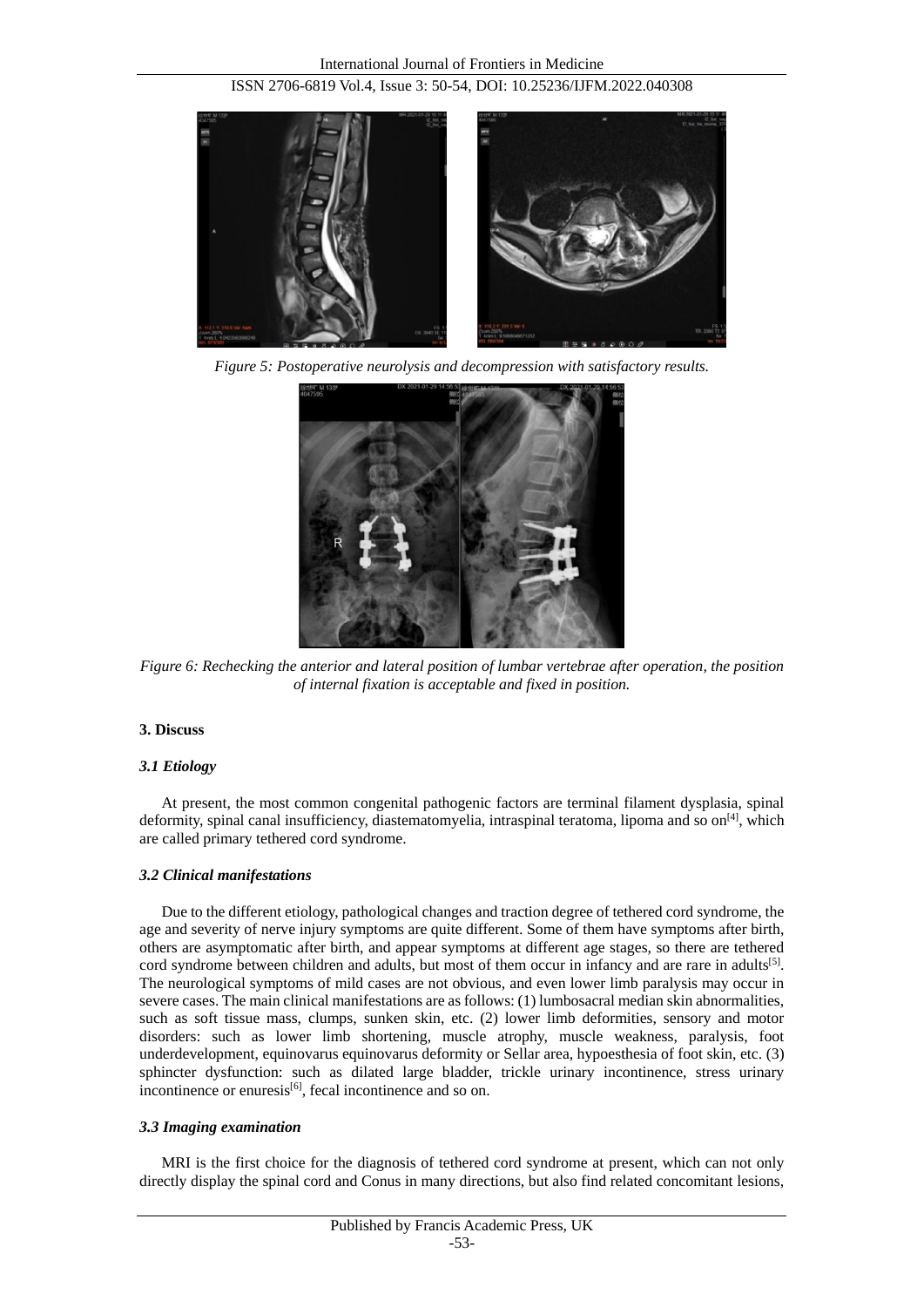*Figure 5: Postoperative neurolysis and decompression with satisfactory results.*

*Figure 6: Rechecking the anterior and lateral position of lumbar vertebrae after operation, the position of internal fixation is acceptable and fixed in position.*

## 3. Discuss

### *3.1 Etiology*

At present, the most common congenital pathogenic factors are terminal filament dysplasia, spinal deformity, spinal canal insufficiency, diastematomyelia, intraspinal teratoma, lipoma and so on[4], which are called primary tethered cord syndrome.

### *3.2 Clinical manifestations*

Due to the different etiology, pathological changes and traction degree of tethered cord syndrome, the age and severity of nerve injury symptoms are quite different. Some of them have symptoms after birth, others are asymptomatic after birth, and appear symptoms at different age stages, so there are tethered cord syndrome between children and adults, but most of them occur in infancy and are rare in adults[5]. The neurological symptoms of mild cases are not obvious, and even lower limb paralysis may occur in severe cases. The main clinical manifestations are as follows: (1) lumbosacral median skin abnormalities, such as soft tissue mass, clumps, sunken skin, etc. (2) lower limb deformities, sensory and motor disorders: such as lower limb shortening, muscle atrophy, muscle weakness, paralysis, foot underdevelopment, equinovarus equinovarus deformity or Sellar area, hypoesthesia of foot skin, etc. (3) sphincter dysfunction: such as dilated large bladder, trickle urinary incontinence, stress urinary incontinence or enuresis[6], fecal incontinence and so on.

### *3.3 Imaging examination*

MRI is the first choice for the diagnosis of tethered cord syndrome at present, which can not only directly display the spinal cord and Conus in many directions, but also find related concomitant lesions,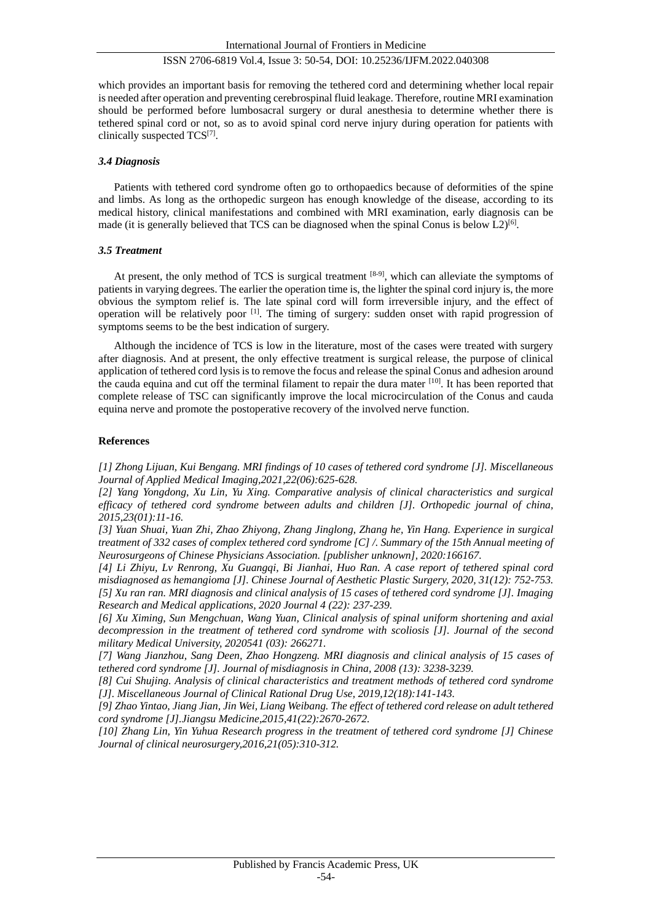which provides an important basis for removing the tethered cord and determining whether local repair is needed after operation and preventing cerebrospinal fluid leakage. Therefore, routine MRI examination should be performed before lumbosacral surgery or dural anesthesia to determine whether there is tethered spinal cord or not, so as to avoid spinal cord nerve injury during operation for patients with clinically suspected TCS[7].

### *3.4 Diagnosis*

Patients with tethered cord syndrome often go to orthopaedics because of deformities of the spine and limbs. As long as the orthopedic surgeon has enough knowledge of the disease, according to its medical history, clinical manifestations and combined with MRI examination, early diagnosis can be made (it is generally believed that TCS can be diagnosed when the spinal Conus is below L2)[6].

### *3.5 Treatment*

At present, the only method of TCS is surgical treatment [8-9], which can alleviate the symptoms of patients in varying degrees. The earlier the operation time is, the lighter the spinal cord injury is, the more obvious the symptom relief is. The late spinal cord will form irreversible injury, and the effect of operation will be relatively poor [1]. The timing of surgery: sudden onset with rapid progression of symptoms seems to be the best indication of surgery.

Although the incidence of TCS is low in the literature, most of the cases were treated with surgery after diagnosis. And at present, the only effective treatment is surgical release, the purpose of clinical application of tethered cord lysis is to remove the focus and release the spinal Conus and adhesion around the cauda equina and cut off the terminal filament to repair the dura mater [10]. It has been reported that complete release of TSC can significantly improve the local microcirculation of the Conus and cauda equina nerve and promote the postoperative recovery of the involved nerve function.

## References

*[1] Zhong Lijuan, Kui Bengang. MRI findings of 10 cases of tethered cord syndrome [J]. Miscellaneous Journal of Applied Medical Imaging,2021,22(06):625-628.*

*[2] Yang Yongdong, Xu Lin, Yu Xing. Comparative analysis of clinical characteristics and surgical efficacy of tethered cord syndrome between adults and children [J]. Orthopedic journal of china, 2015,23(01):11-16.*

*[3] Yuan Shuai, Yuan Zhi, Zhao Zhiyong, Zhang Jinglong, Zhang he, Yin Hang. Experience in surgical treatment of 332 cases of complex tethered cord syndrome [C] /. Summary of the 15th Annual meeting of Neurosurgeons of Chinese Physicians Association. [publisher unknown], 2020:166167.*

*[4] Li Zhiyu, Lv Renrong, Xu Guangqi, Bi Jianhai, Huo Ran. A case report of tethered spinal cord misdiagnosed as hemangioma [J]. Chinese Journal of Aesthetic Plastic Surgery, 2020, 31(12): 752-753.*

*[5] Xu ran ran. MRI diagnosis and clinical analysis of 15 cases of tethered cord syndrome [J]. Imaging Research and Medical applications, 2020 Journal 4 (22): 237-239.*

*[6] Xu Ximing, Sun Mengchuan, Wang Yuan, Clinical analysis of spinal uniform shortening and axial decompression in the treatment of tethered cord syndrome with scoliosis [J]. Journal of the second military Medical University, 2020541 (03): 266271.*

*[7] Wang Jianzhou, Sang Deen, Zhao Hongzeng. MRI diagnosis and clinical analysis of 15 cases of tethered cord syndrome [J]. Journal of misdiagnosis in China, 2008 (13): 3238-3239.*

*[8] Cui Shujing. Analysis of clinical characteristics and treatment methods of tethered cord syndrome [J]. Miscellaneous Journal of Clinical Rational Drug Use, 2019,12(18):141-143.*

*[9] Zhao Yintao, Jiang Jian, Jin Wei, Liang Weibang. The effect of tethered cord release on adult tethered cord syndrome [J].Jiangsu Medicine,2015,41(22):2670-2672.*

*[10] Zhang Lin, Yin Yuhua Research progress in the treatment of tethered cord syndrome [J] Chinese Journal of clinical neurosurgery,2016,21(05):310-312.*